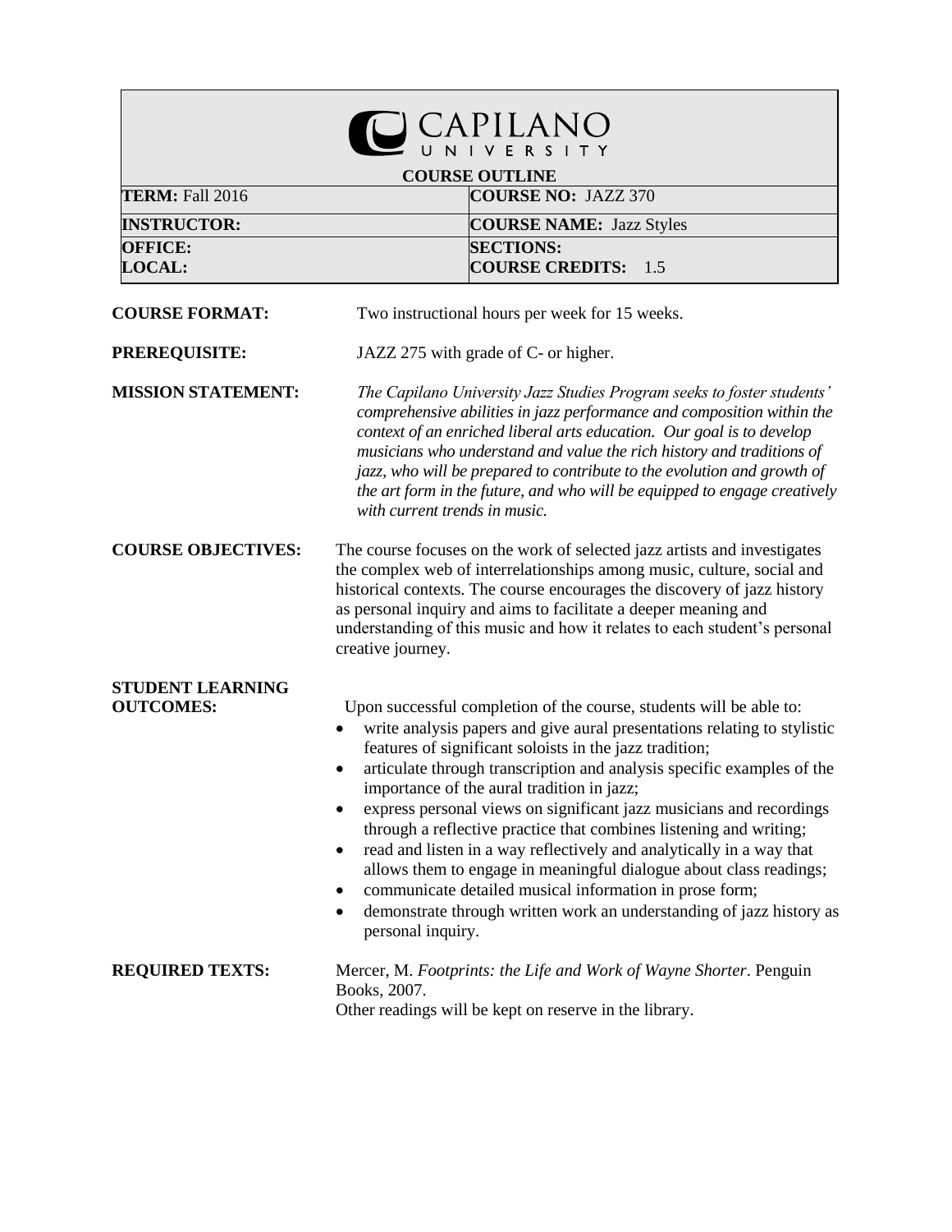# CAPILANO UNIVERSITY

## COURSE OUTLINE

| | |
|---|---|
| **TERM:** Fall 2016 | **COURSE NO:** JAZZ 370 |
| **INSTRUCTOR:** | **COURSE NAME:** Jazz Styles |
| **OFFICE:**<br>**LOCAL:** | **SECTIONS:**<br>**COURSE CREDITS:** 1.5 |

**COURSE FORMAT:** Two instructional hours per week for 15 weeks.

**PREREQUISITE:** JAZZ 275 with grade of C- or higher.

**MISSION STATEMENT:** *The Capilano University Jazz Studies Program seeks to foster students' comprehensive abilities in jazz performance and composition within the context of an enriched liberal arts education. Our goal is to develop musicians who understand and value the rich history and traditions of jazz, who will be prepared to contribute to the evolution and growth of the art form in the future, and who will be equipped to engage creatively with current trends in music.*

**COURSE OBJECTIVES:** The course focuses on the work of selected jazz artists and investigates the complex web of interrelationships among music, culture, social and historical contexts. The course encourages the discovery of jazz history as personal inquiry and aims to facilitate a deeper meaning and understanding of this music and how it relates to each student's personal creative journey.

**STUDENT LEARNING OUTCOMES:** Upon successful completion of the course, students will be able to:

- write analysis papers and give aural presentations relating to stylistic features of significant soloists in the jazz tradition;
- articulate through transcription and analysis specific examples of the importance of the aural tradition in jazz;
- express personal views on significant jazz musicians and recordings through a reflective practice that combines listening and writing;
- read and listen in a way reflectively and analytically in a way that allows them to engage in meaningful dialogue about class readings;
- communicate detailed musical information in prose form;
- demonstrate through written work an understanding of jazz history as personal inquiry.

**REQUIRED TEXTS:** Mercer, M. *Footprints: the Life and Work of Wayne Shorter*. Penguin Books, 2007.
Other readings will be kept on reserve in the library.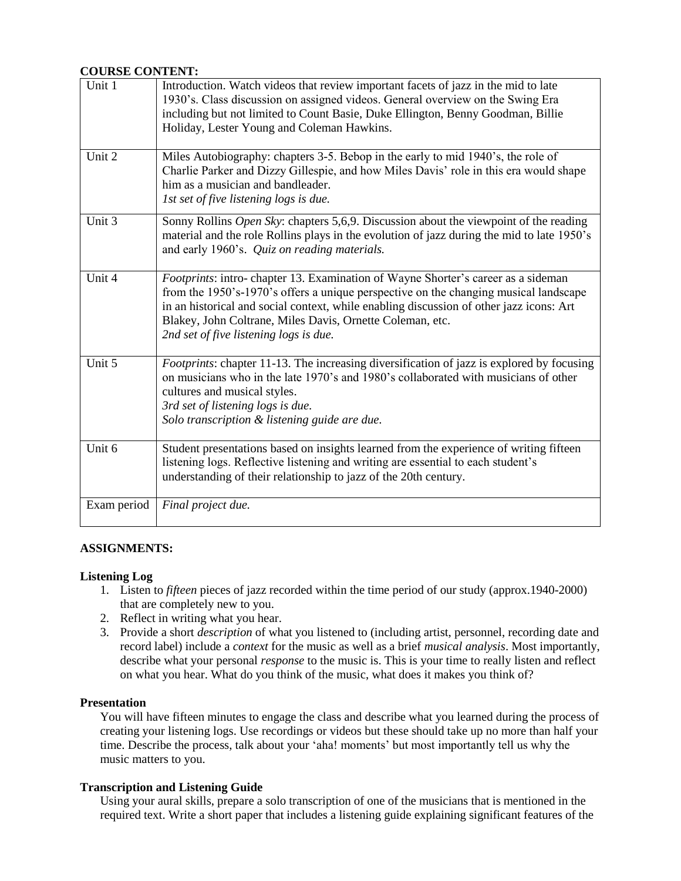**COURSE CONTENT:**

| | |
|---|---|
| Unit 1 | Introduction. Watch videos that review important facets of jazz in the mid to late 1930's. Class discussion on assigned videos. General overview on the Swing Era including but not limited to Count Basie, Duke Ellington, Benny Goodman, Billie Holiday, Lester Young and Coleman Hawkins. |
| Unit 2 | Miles Autobiography: chapters 3-5. Bebop in the early to mid 1940's, the role of Charlie Parker and Dizzy Gillespie, and how Miles Davis' role in this era would shape him as a musician and bandleader.<br>*1st set of five listening logs is due.* |
| Unit 3 | Sonny Rollins *Open Sky*: chapters 5,6,9. Discussion about the viewpoint of the reading material and the role Rollins plays in the evolution of jazz during the mid to late 1950's and early 1960's. *Quiz on reading materials.* |
| Unit 4 | *Footprints*: intro- chapter 13. Examination of Wayne Shorter's career as a sideman from the 1950's-1970's offers a unique perspective on the changing musical landscape in an historical and social context, while enabling discussion of other jazz icons: Art Blakey, John Coltrane, Miles Davis, Ornette Coleman, etc.<br>*2nd set of five listening logs is due.* |
| Unit 5 | *Footprints*: chapter 11-13. The increasing diversification of jazz is explored by focusing on musicians who in the late 1970's and 1980's collaborated with musicians of other cultures and musical styles.<br>*3rd set of listening logs is due.*<br>*Solo transcription & listening guide are due.* |
| Unit 6 | Student presentations based on insights learned from the experience of writing fifteen listening logs. Reflective listening and writing are essential to each student's understanding of their relationship to jazz of the 20th century. |
| Exam period | *Final project due.* |

**ASSIGNMENTS:**

**Listening Log**

1. Listen to *fifteen* pieces of jazz recorded within the time period of our study (approx.1940-2000) that are completely new to you.
2. Reflect in writing what you hear.
3. Provide a short *description* of what you listened to (including artist, personnel, recording date and record label) include a *context* for the music as well as a brief *musical analysis*. Most importantly, describe what your personal *response* to the music is. This is your time to really listen and reflect on what you hear. What do you think of the music, what does it makes you think of?

**Presentation**

You will have fifteen minutes to engage the class and describe what you learned during the process of creating your listening logs. Use recordings or videos but these should take up no more than half your time. Describe the process, talk about your 'aha! moments' but most importantly tell us why the music matters to you.

**Transcription and Listening Guide**

Using your aural skills, prepare a solo transcription of one of the musicians that is mentioned in the required text. Write a short paper that includes a listening guide explaining significant features of the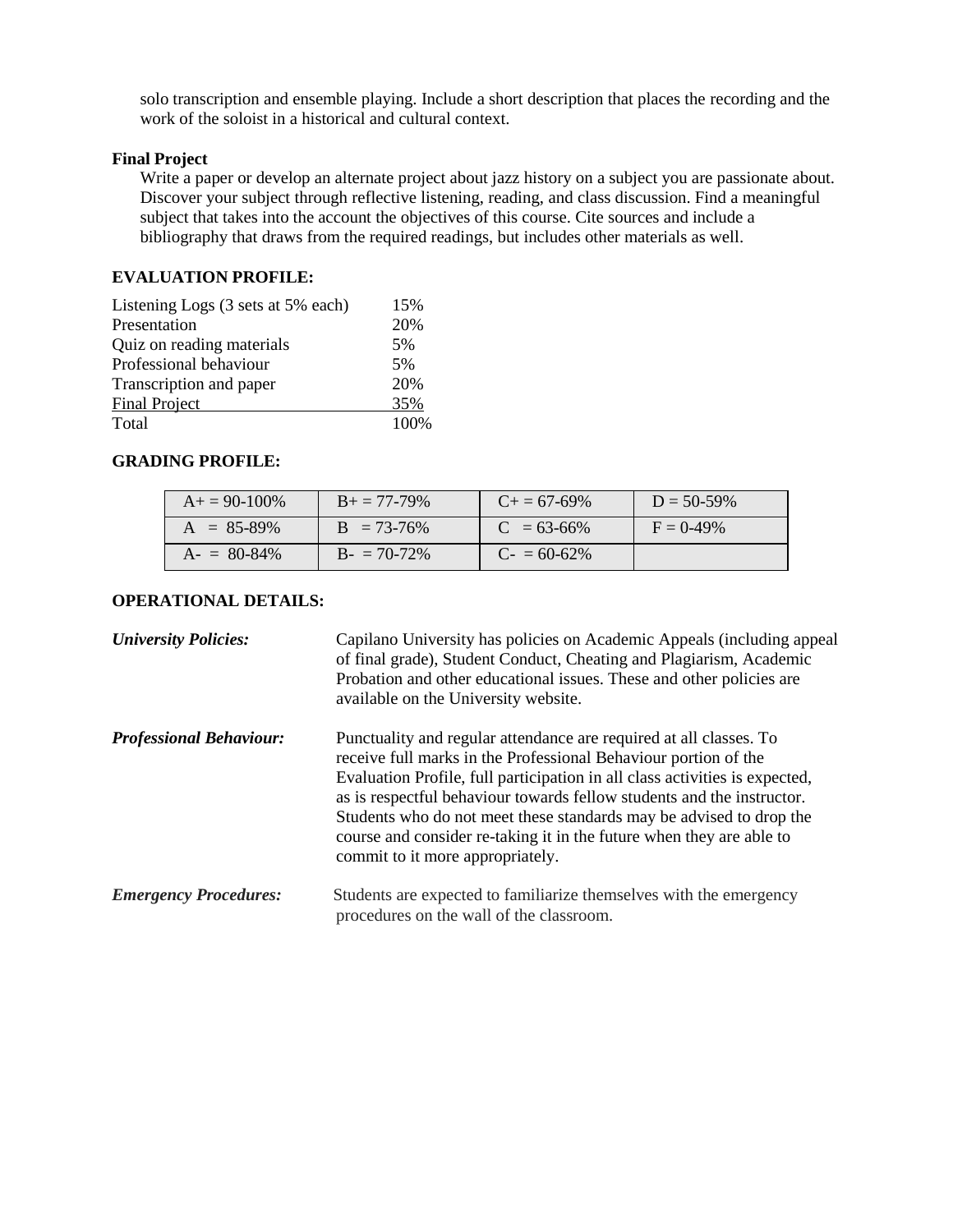solo transcription and ensemble playing. Include a short description that places the recording and the work of the soloist in a historical and cultural context.

**Final Project**

Write a paper or develop an alternate project about jazz history on a subject you are passionate about. Discover your subject through reflective listening, reading, and class discussion. Find a meaningful subject that takes into the account the objectives of this course. Cite sources and include a bibliography that draws from the required readings, but includes other materials as well.

**EVALUATION PROFILE:**

| | |
|---|---|
| Listening Logs (3 sets at 5% each) | 15% |
| Presentation | 20% |
| Quiz on reading materials | 5% |
| Professional behaviour | 5% |
| Transcription and paper | 20% |
| Final Project | 35% |
| Total | 100% |

**GRADING PROFILE:**

| | | | |
|---|---|---|---|
| A+ = 90-100% | B+ = 77-79% | C+ = 67-69% | D = 50-59% |
| A = 85-89% | B = 73-76% | C = 63-66% | F = 0-49% |
| A- = 80-84% | B- = 70-72% | C- = 60-62% | |

**OPERATIONAL DETAILS:**

***University Policies:*** Capilano University has policies on Academic Appeals (including appeal of final grade), Student Conduct, Cheating and Plagiarism, Academic Probation and other educational issues. These and other policies are available on the University website.

***Professional Behaviour:*** Punctuality and regular attendance are required at all classes. To receive full marks in the Professional Behaviour portion of the Evaluation Profile, full participation in all class activities is expected, as is respectful behaviour towards fellow students and the instructor. Students who do not meet these standards may be advised to drop the course and consider re-taking it in the future when they are able to commit to it more appropriately.

***Emergency Procedures:*** Students are expected to familiarize themselves with the emergency procedures on the wall of the classroom.